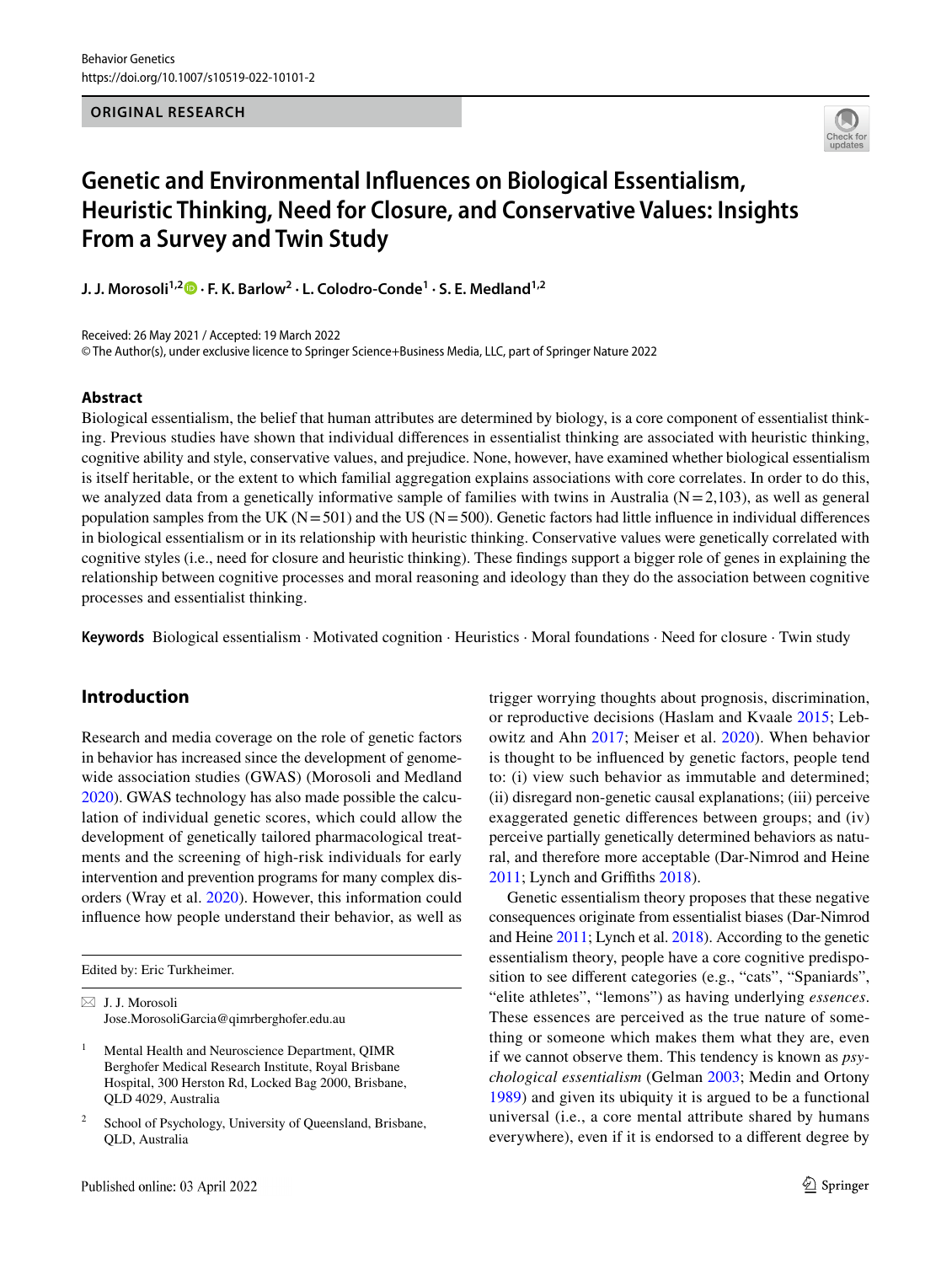Behavior Genetics
https://doi.org/10.1007/s10519-022-10101-2

**ORIGINAL RESEARCH**

# Genetic and Environmental Influences on Biological Essentialism, Heuristic Thinking, Need for Closure, and Conservative Values: Insights From a Survey and Twin Study

**J. J. Morosoli[1,2] · F. K. Barlow[2] · L. Colodro-Conde[1] · S. E. Medland[1,2]**

Received: 26 May 2021 / Accepted: 19 March 2022
© The Author(s), under exclusive licence to Springer Science+Business Media, LLC, part of Springer Nature 2022

## Abstract

Biological essentialism, the belief that human attributes are determined by biology, is a core component of essentialist thinking. Previous studies have shown that individual differences in essentialist thinking are associated with heuristic thinking, cognitive ability and style, conservative values, and prejudice. None, however, have examined whether biological essentialism is itself heritable, or the extent to which familial aggregation explains associations with core correlates. In order to do this, we analyzed data from a genetically informative sample of families with twins in Australia (N = 2,103), as well as general population samples from the UK (N = 501) and the US (N = 500). Genetic factors had little influence in individual differences in biological essentialism or in its relationship with heuristic thinking. Conservative values were genetically correlated with cognitive styles (i.e., need for closure and heuristic thinking). These findings support a bigger role of genes in explaining the relationship between cognitive processes and moral reasoning and ideology than they do the association between cognitive processes and essentialist thinking.

**Keywords** Biological essentialism · Motivated cognition · Heuristics · Moral foundations · Need for closure · Twin study

## Introduction

Research and media coverage on the role of genetic factors in behavior has increased since the development of genome-wide association studies (GWAS) (Morosoli and Medland 2020). GWAS technology has also made possible the calculation of individual genetic scores, which could allow the development of genetically tailored pharmacological treatments and the screening of high-risk individuals for early intervention and prevention programs for many complex disorders (Wray et al. 2020). However, this information could influence how people understand their behavior, as well as trigger worrying thoughts about prognosis, discrimination, or reproductive decisions (Haslam and Kvaale 2015; Lebowitz and Ahn 2017; Meiser et al. 2020). When behavior is thought to be influenced by genetic factors, people tend to: (i) view such behavior as immutable and determined; (ii) disregard non-genetic causal explanations; (iii) perceive exaggerated genetic differences between groups; and (iv) perceive partially genetically determined behaviors as natural, and therefore more acceptable (Dar-Nimrod and Heine 2011; Lynch and Griffiths 2018).

Genetic essentialism theory proposes that these negative consequences originate from essentialist biases (Dar-Nimrod and Heine 2011; Lynch et al. 2018). According to the genetic essentialism theory, people have a core cognitive predisposition to see different categories (e.g., "cats", "Spaniards", "elite athletes", "lemons") as having underlying *essences*. These essences are perceived as the true nature of something or someone which makes them what they are, even if we cannot observe them. This tendency is known as *psychological essentialism* (Gelman 2003; Medin and Ortony 1989) and given its ubiquity it is argued to be a functional universal (i.e., a core mental attribute shared by humans everywhere), even if it is endorsed to a different degree by

---

Edited by: Eric Turkheimer.

✉ J. J. Morosoli
Jose.MorosoliGarcia@qimrberghofer.edu.au

[1] Mental Health and Neuroscience Department, QIMR Berghofer Medical Research Institute, Royal Brisbane Hospital, 300 Herston Rd, Locked Bag 2000, Brisbane, QLD 4029, Australia

[2] School of Psychology, University of Queensland, Brisbane, QLD, Australia

Published online: 03 April 2022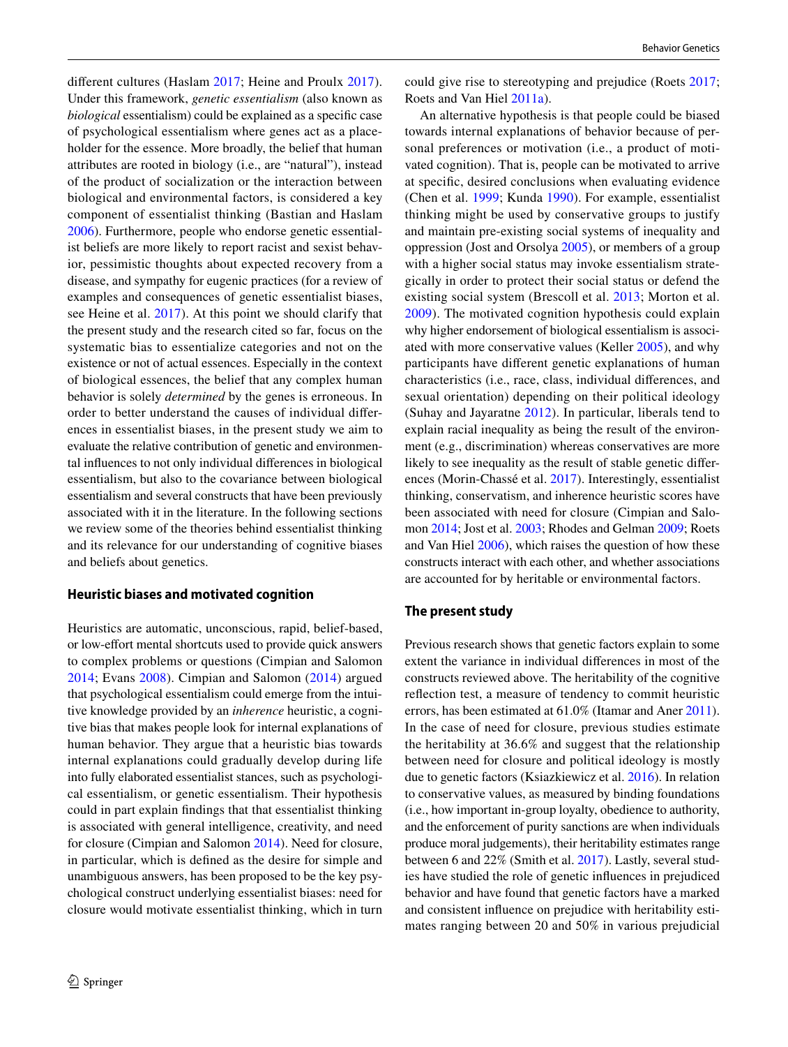different cultures (Haslam 2017; Heine and Proulx 2017). Under this framework, *genetic essentialism* (also known as *biological* essentialism) could be explained as a specific case of psychological essentialism where genes act as a placeholder for the essence. More broadly, the belief that human attributes are rooted in biology (i.e., are "natural"), instead of the product of socialization or the interaction between biological and environmental factors, is considered a key component of essentialist thinking (Bastian and Haslam 2006). Furthermore, people who endorse genetic essentialist beliefs are more likely to report racist and sexist behavior, pessimistic thoughts about expected recovery from a disease, and sympathy for eugenic practices (for a review of examples and consequences of genetic essentialist biases, see Heine et al. 2017). At this point we should clarify that the present study and the research cited so far, focus on the systematic bias to essentialize categories and not on the existence or not of actual essences. Especially in the context of biological essences, the belief that any complex human behavior is solely *determined* by the genes is erroneous. In order to better understand the causes of individual differences in essentialist biases, in the present study we aim to evaluate the relative contribution of genetic and environmental influences to not only individual differences in biological essentialism, but also to the covariance between biological essentialism and several constructs that have been previously associated with it in the literature. In the following sections we review some of the theories behind essentialist thinking and its relevance for our understanding of cognitive biases and beliefs about genetics.

## Heuristic biases and motivated cognition

Heuristics are automatic, unconscious, rapid, belief-based, or low-effort mental shortcuts used to provide quick answers to complex problems or questions (Cimpian and Salomon 2014; Evans 2008). Cimpian and Salomon (2014) argued that psychological essentialism could emerge from the intuitive knowledge provided by an *inherence* heuristic, a cognitive bias that makes people look for internal explanations of human behavior. They argue that a heuristic bias towards internal explanations could gradually develop during life into fully elaborated essentialist stances, such as psychological essentialism, or genetic essentialism. Their hypothesis could in part explain findings that that essentialist thinking is associated with general intelligence, creativity, and need for closure (Cimpian and Salomon 2014). Need for closure, in particular, which is defined as the desire for simple and unambiguous answers, has been proposed to be the key psychological construct underlying essentialist biases: need for closure would motivate essentialist thinking, which in turn could give rise to stereotyping and prejudice (Roets 2017; Roets and Van Hiel 2011a).

An alternative hypothesis is that people could be biased towards internal explanations of behavior because of personal preferences or motivation (i.e., a product of motivated cognition). That is, people can be motivated to arrive at specific, desired conclusions when evaluating evidence (Chen et al. 1999; Kunda 1990). For example, essentialist thinking might be used by conservative groups to justify and maintain pre-existing social systems of inequality and oppression (Jost and Orsolya 2005), or members of a group with a higher social status may invoke essentialism strategically in order to protect their social status or defend the existing social system (Brescoll et al. 2013; Morton et al. 2009). The motivated cognition hypothesis could explain why higher endorsement of biological essentialism is associated with more conservative values (Keller 2005), and why participants have different genetic explanations of human characteristics (i.e., race, class, individual differences, and sexual orientation) depending on their political ideology (Suhay and Jayaratne 2012). In particular, liberals tend to explain racial inequality as being the result of the environment (e.g., discrimination) whereas conservatives are more likely to see inequality as the result of stable genetic differences (Morin-Chassé et al. 2017). Interestingly, essentialist thinking, conservatism, and inherence heuristic scores have been associated with need for closure (Cimpian and Salomon 2014; Jost et al. 2003; Rhodes and Gelman 2009; Roets and Van Hiel 2006), which raises the question of how these constructs interact with each other, and whether associations are accounted for by heritable or environmental factors.

## The present study

Previous research shows that genetic factors explain to some extent the variance in individual differences in most of the constructs reviewed above. The heritability of the cognitive reflection test, a measure of tendency to commit heuristic errors, has been estimated at 61.0% (Itamar and Aner 2011). In the case of need for closure, previous studies estimate the heritability at 36.6% and suggest that the relationship between need for closure and political ideology is mostly due to genetic factors (Ksiazkiewicz et al. 2016). In relation to conservative values, as measured by binding foundations (i.e., how important in-group loyalty, obedience to authority, and the enforcement of purity sanctions are when individuals produce moral judgements), their heritability estimates range between 6 and 22% (Smith et al. 2017). Lastly, several studies have studied the role of genetic influences in prejudiced behavior and have found that genetic factors have a marked and consistent influence on prejudice with heritability estimates ranging between 20 and 50% in various prejudicial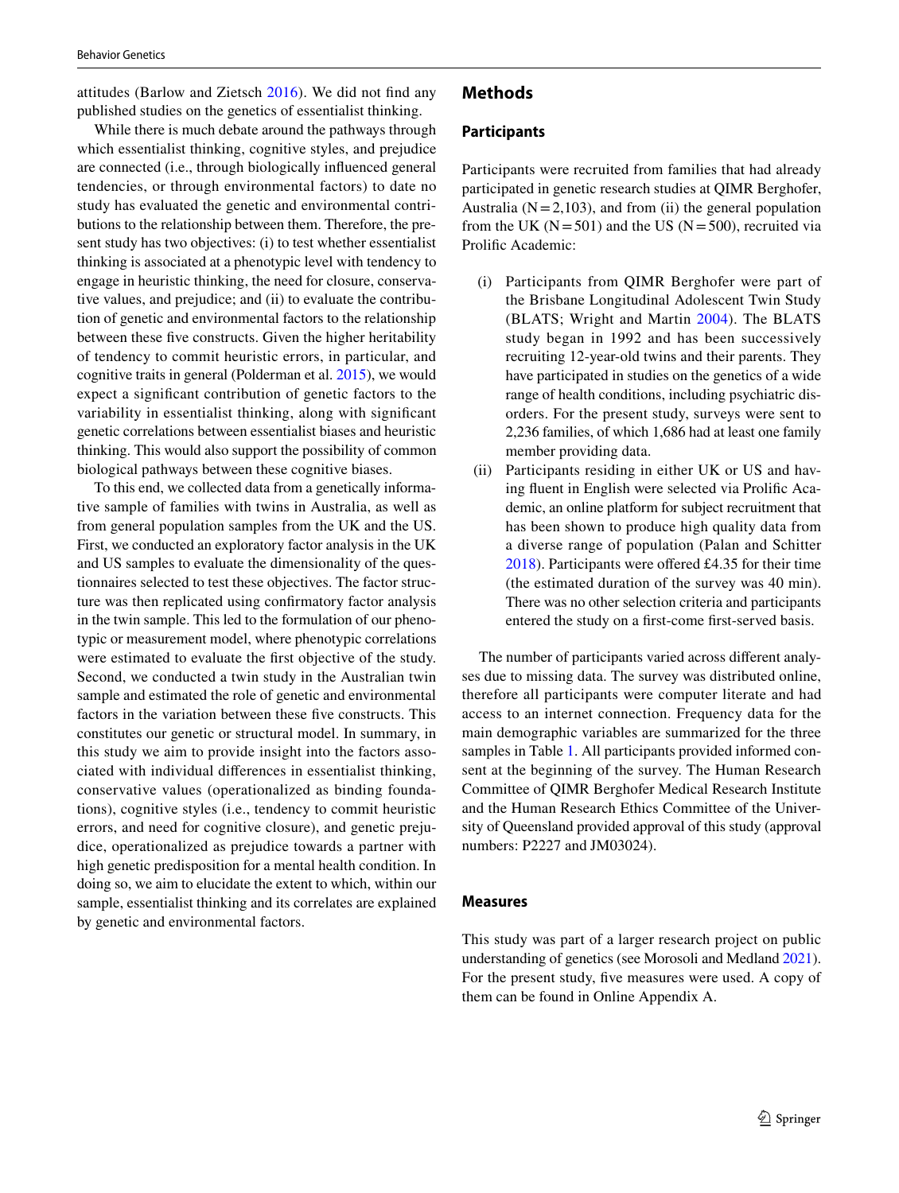attitudes (Barlow and Zietsch 2016). We did not find any published studies on the genetics of essentialist thinking.

While there is much debate around the pathways through which essentialist thinking, cognitive styles, and prejudice are connected (i.e., through biologically influenced general tendencies, or through environmental factors) to date no study has evaluated the genetic and environmental contributions to the relationship between them. Therefore, the present study has two objectives: (i) to test whether essentialist thinking is associated at a phenotypic level with tendency to engage in heuristic thinking, the need for closure, conservative values, and prejudice; and (ii) to evaluate the contribution of genetic and environmental factors to the relationship between these five constructs. Given the higher heritability of tendency to commit heuristic errors, in particular, and cognitive traits in general (Polderman et al. 2015), we would expect a significant contribution of genetic factors to the variability in essentialist thinking, along with significant genetic correlations between essentialist biases and heuristic thinking. This would also support the possibility of common biological pathways between these cognitive biases.

To this end, we collected data from a genetically informative sample of families with twins in Australia, as well as from general population samples from the UK and the US. First, we conducted an exploratory factor analysis in the UK and US samples to evaluate the dimensionality of the questionnaires selected to test these objectives. The factor structure was then replicated using confirmatory factor analysis in the twin sample. This led to the formulation of our phenotypic or measurement model, where phenotypic correlations were estimated to evaluate the first objective of the study. Second, we conducted a twin study in the Australian twin sample and estimated the role of genetic and environmental factors in the variation between these five constructs. This constitutes our genetic or structural model. In summary, in this study we aim to provide insight into the factors associated with individual differences in essentialist thinking, conservative values (operationalized as binding foundations), cognitive styles (i.e., tendency to commit heuristic errors, and need for cognitive closure), and genetic prejudice, operationalized as prejudice towards a partner with high genetic predisposition for a mental health condition. In doing so, we aim to elucidate the extent to which, within our sample, essentialist thinking and its correlates are explained by genetic and environmental factors.

## Methods

### Participants

Participants were recruited from families that had already participated in genetic research studies at QIMR Berghofer, Australia (N = 2,103), and from (ii) the general population from the UK (N = 501) and the US (N = 500), recruited via Prolific Academic:

(i) Participants from QIMR Berghofer were part of the Brisbane Longitudinal Adolescent Twin Study (BLATS; Wright and Martin 2004). The BLATS study began in 1992 and has been successively recruiting 12-year-old twins and their parents. They have participated in studies on the genetics of a wide range of health conditions, including psychiatric disorders. For the present study, surveys were sent to 2,236 families, of which 1,686 had at least one family member providing data.

(ii) Participants residing in either UK or US and having fluent in English were selected via Prolific Academic, an online platform for subject recruitment that has been shown to produce high quality data from a diverse range of population (Palan and Schitter 2018). Participants were offered £4.35 for their time (the estimated duration of the survey was 40 min). There was no other selection criteria and participants entered the study on a first-come first-served basis.

The number of participants varied across different analyses due to missing data. The survey was distributed online, therefore all participants were computer literate and had access to an internet connection. Frequency data for the main demographic variables are summarized for the three samples in Table 1. All participants provided informed consent at the beginning of the survey. The Human Research Committee of QIMR Berghofer Medical Research Institute and the Human Research Ethics Committee of the University of Queensland provided approval of this study (approval numbers: P2227 and JM03024).

### Measures

This study was part of a larger research project on public understanding of genetics (see Morosoli and Medland 2021). For the present study, five measures were used. A copy of them can be found in Online Appendix A.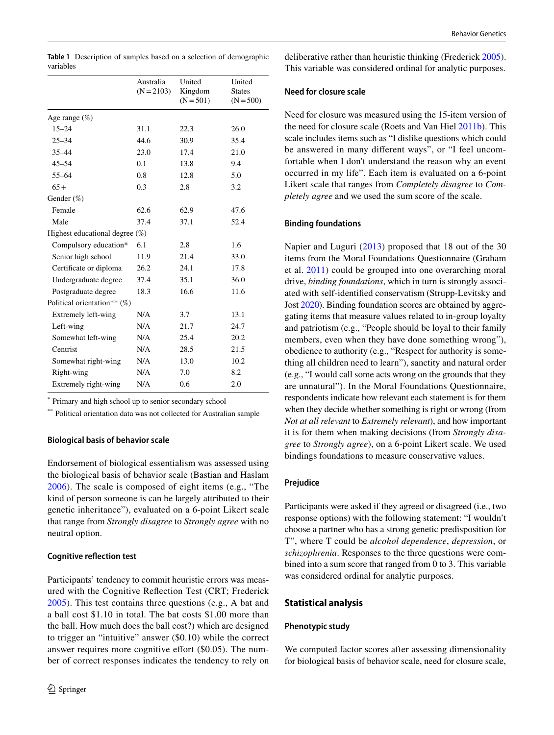**Table 1** Description of samples based on a selection of demographic variables

| | Australia (N=2103) | United Kingdom (N=501) | United States (N=500) |
|---|---|---|---|
| Age range (%) | | | |
| 15–24 | 31.1 | 22.3 | 26.0 |
| 25–34 | 44.6 | 30.9 | 35.4 |
| 35–44 | 23.0 | 17.4 | 21.0 |
| 45–54 | 0.1 | 13.8 | 9.4 |
| 55–64 | 0.8 | 12.8 | 5.0 |
| 65+ | 0.3 | 2.8 | 3.2 |
| Gender (%) | | | |
| Female | 62.6 | 62.9 | 47.6 |
| Male | 37.4 | 37.1 | 52.4 |
| Highest educational degree (%) | | | |
| Compulsory education* | 6.1 | 2.8 | 1.6 |
| Senior high school | 11.9 | 21.4 | 33.0 |
| Certificate or diploma | 26.2 | 24.1 | 17.8 |
| Undergraduate degree | 37.4 | 35.1 | 36.0 |
| Postgraduate degree | 18.3 | 16.6 | 11.6 |
| Political orientation** (%) | | | |
| Extremely left-wing | N/A | 3.7 | 13.1 |
| Left-wing | N/A | 21.7 | 24.7 |
| Somewhat left-wing | N/A | 25.4 | 20.2 |
| Centrist | N/A | 28.5 | 21.5 |
| Somewhat right-wing | N/A | 13.0 | 10.2 |
| Right-wing | N/A | 7.0 | 8.2 |
| Extremely right-wing | N/A | 0.6 | 2.0 |

* Primary and high school up to senior secondary school

** Political orientation data was not collected for Australian sample

### Biological basis of behavior scale

Endorsement of biological essentialism was assessed using the biological basis of behavior scale (Bastian and Haslam 2006). The scale is composed of eight items (e.g., "The kind of person someone is can be largely attributed to their genetic inheritance"), evaluated on a 6-point Likert scale that range from *Strongly disagree* to *Strongly agree* with no neutral option.

### Cognitive reflection test

Participants' tendency to commit heuristic errors was measured with the Cognitive Reflection Test (CRT; Frederick 2005). This test contains three questions (e.g., A bat and a ball cost $1.10 in total. The bat costs $1.00 more than the ball. How much does the ball cost?) which are designed to trigger an "intuitive" answer ($0.10) while the correct answer requires more cognitive effort ($0.05). The number of correct responses indicates the tendency to rely on deliberative rather than heuristic thinking (Frederick 2005). This variable was considered ordinal for analytic purposes.

### Need for closure scale

Need for closure was measured using the 15-item version of the need for closure scale (Roets and Van Hiel 2011b). This scale includes items such as "I dislike questions which could be answered in many different ways", or "I feel uncomfortable when I don't understand the reason why an event occurred in my life". Each item is evaluated on a 6-point Likert scale that ranges from *Completely disagree* to *Completely agree* and we used the sum score of the scale.

### Binding foundations

Napier and Luguri (2013) proposed that 18 out of the 30 items from the Moral Foundations Questionnaire (Graham et al. 2011) could be grouped into one overarching moral drive, *binding foundations*, which in turn is strongly associated with self-identified conservatism (Strupp-Levitsky and Jost 2020). Binding foundation scores are obtained by aggregating items that measure values related to in-group loyalty and patriotism (e.g., "People should be loyal to their family members, even when they have done something wrong"), obedience to authority (e.g., "Respect for authority is something all children need to learn"), sanctity and natural order (e.g., "I would call some acts wrong on the grounds that they are unnatural"). In the Moral Foundations Questionnaire, respondents indicate how relevant each statement is for them when they decide whether something is right or wrong (from *Not at all relevant* to *Extremely relevant*), and how important it is for them when making decisions (from *Strongly disagree* to *Strongly agree*), on a 6-point Likert scale. We used bindings foundations to measure conservative values.

### Prejudice

Participants were asked if they agreed or disagreed (i.e., two response options) with the following statement: "I wouldn't choose a partner who has a strong genetic predisposition for T", where T could be *alcohol dependence*, *depression*, or *schizophrenia*. Responses to the three questions were combined into a sum score that ranged from 0 to 3. This variable was considered ordinal for analytic purposes.

## Statistical analysis

### Phenotypic study

We computed factor scores after assessing dimensionality for biological basis of behavior scale, need for closure scale,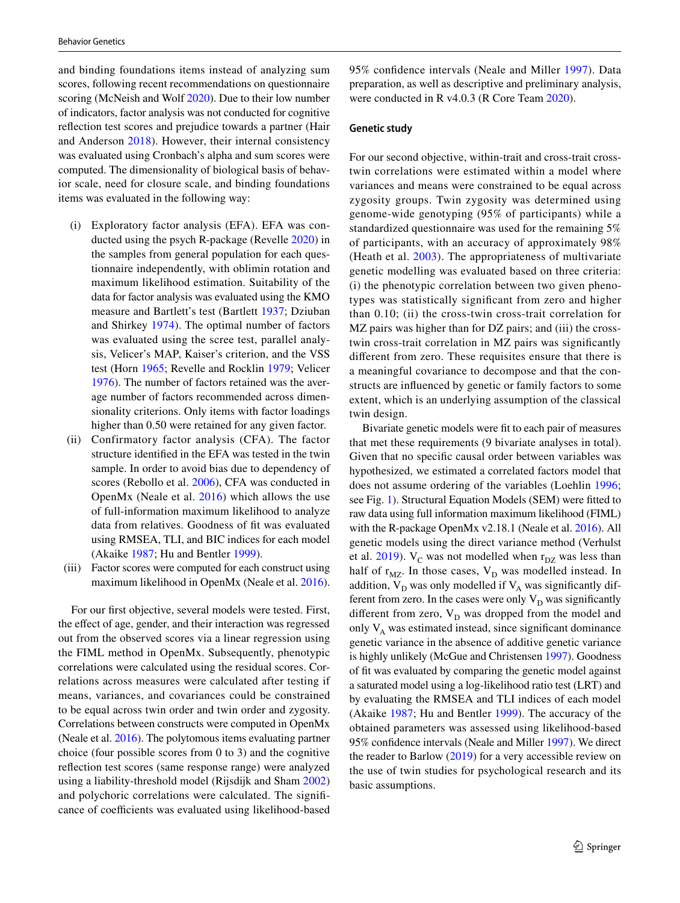and binding foundations items instead of analyzing sum scores, following recent recommendations on questionnaire scoring (McNeish and Wolf 2020). Due to their low number of indicators, factor analysis was not conducted for cognitive reflection test scores and prejudice towards a partner (Hair and Anderson 2018). However, their internal consistency was evaluated using Cronbach's alpha and sum scores were computed. The dimensionality of biological basis of behavior scale, need for closure scale, and binding foundations items was evaluated in the following way:

(i) Exploratory factor analysis (EFA). EFA was conducted using the psych R-package (Revelle 2020) in the samples from general population for each questionnaire independently, with oblimin rotation and maximum likelihood estimation. Suitability of the data for factor analysis was evaluated using the KMO measure and Bartlett's test (Bartlett 1937; Dziuban and Shirkey 1974). The optimal number of factors was evaluated using the scree test, parallel analysis, Velicer's MAP, Kaiser's criterion, and the VSS test (Horn 1965; Revelle and Rocklin 1979; Velicer 1976). The number of factors retained was the average number of factors recommended across dimensionality criterions. Only items with factor loadings higher than 0.50 were retained for any given factor.

(ii) Confirmatory factor analysis (CFA). The factor structure identified in the EFA was tested in the twin sample. In order to avoid bias due to dependency of scores (Rebollo et al. 2006), CFA was conducted in OpenMx (Neale et al. 2016) which allows the use of full-information maximum likelihood to analyze data from relatives. Goodness of fit was evaluated using RMSEA, TLI, and BIC indices for each model (Akaike 1987; Hu and Bentler 1999).

(iii) Factor scores were computed for each construct using maximum likelihood in OpenMx (Neale et al. 2016).

For our first objective, several models were tested. First, the effect of age, gender, and their interaction was regressed out from the observed scores via a linear regression using the FIML method in OpenMx. Subsequently, phenotypic correlations were calculated using the residual scores. Correlations across measures were calculated after testing if means, variances, and covariances could be constrained to be equal across twin order and twin order and zygosity. Correlations between constructs were computed in OpenMx (Neale et al. 2016). The polytomous items evaluating partner choice (four possible scores from 0 to 3) and the cognitive reflection test scores (same response range) were analyzed using a liability-threshold model (Rijsdijk and Sham 2002) and polychoric correlations were calculated. The significance of coefficients was evaluated using likelihood-based 95% confidence intervals (Neale and Miller 1997). Data preparation, as well as descriptive and preliminary analysis, were conducted in R v4.0.3 (R Core Team 2020).

### Genetic study

For our second objective, within-trait and cross-trait cross-twin correlations were estimated within a model where variances and means were constrained to be equal across zygosity groups. Twin zygosity was determined using genome-wide genotyping (95% of participants) while a standardized questionnaire was used for the remaining 5% of participants, with an accuracy of approximately 98% (Heath et al. 2003). The appropriateness of multivariate genetic modelling was evaluated based on three criteria: (i) the phenotypic correlation between two given phenotypes was statistically significant from zero and higher than 0.10; (ii) the cross-twin cross-trait correlation for MZ pairs was higher than for DZ pairs; and (iii) the cross-twin cross-trait correlation in MZ pairs was significantly different from zero. These requisites ensure that there is a meaningful covariance to decompose and that the constructs are influenced by genetic or family factors to some extent, which is an underlying assumption of the classical twin design.

Bivariate genetic models were fit to each pair of measures that met these requirements (9 bivariate analyses in total). Given that no specific causal order between variables was hypothesized, we estimated a correlated factors model that does not assume ordering of the variables (Loehlin 1996; see Fig. 1). Structural Equation Models (SEM) were fitted to raw data using full information maximum likelihood (FIML) with the R-package OpenMx v2.18.1 (Neale et al. 2016). All genetic models using the direct variance method (Verhulst et al. 2019). $V_C$ was not modelled when $r_{DZ}$ was less than half of $r_{MZ}$. In those cases, $V_D$ was modelled instead. In addition, $V_D$ was only modelled if $V_A$ was significantly different from zero. In the cases were only $V_D$ was significantly different from zero, $V_D$ was dropped from the model and only $V_A$ was estimated instead, since significant dominance genetic variance in the absence of additive genetic variance is highly unlikely (McGue and Christensen 1997). Goodness of fit was evaluated by comparing the genetic model against a saturated model using a log-likelihood ratio test (LRT) and by evaluating the RMSEA and TLI indices of each model (Akaike 1987; Hu and Bentler 1999). The accuracy of the obtained parameters was assessed using likelihood-based 95% confidence intervals (Neale and Miller 1997). We direct the reader to Barlow (2019) for a very accessible review on the use of twin studies for psychological research and its basic assumptions.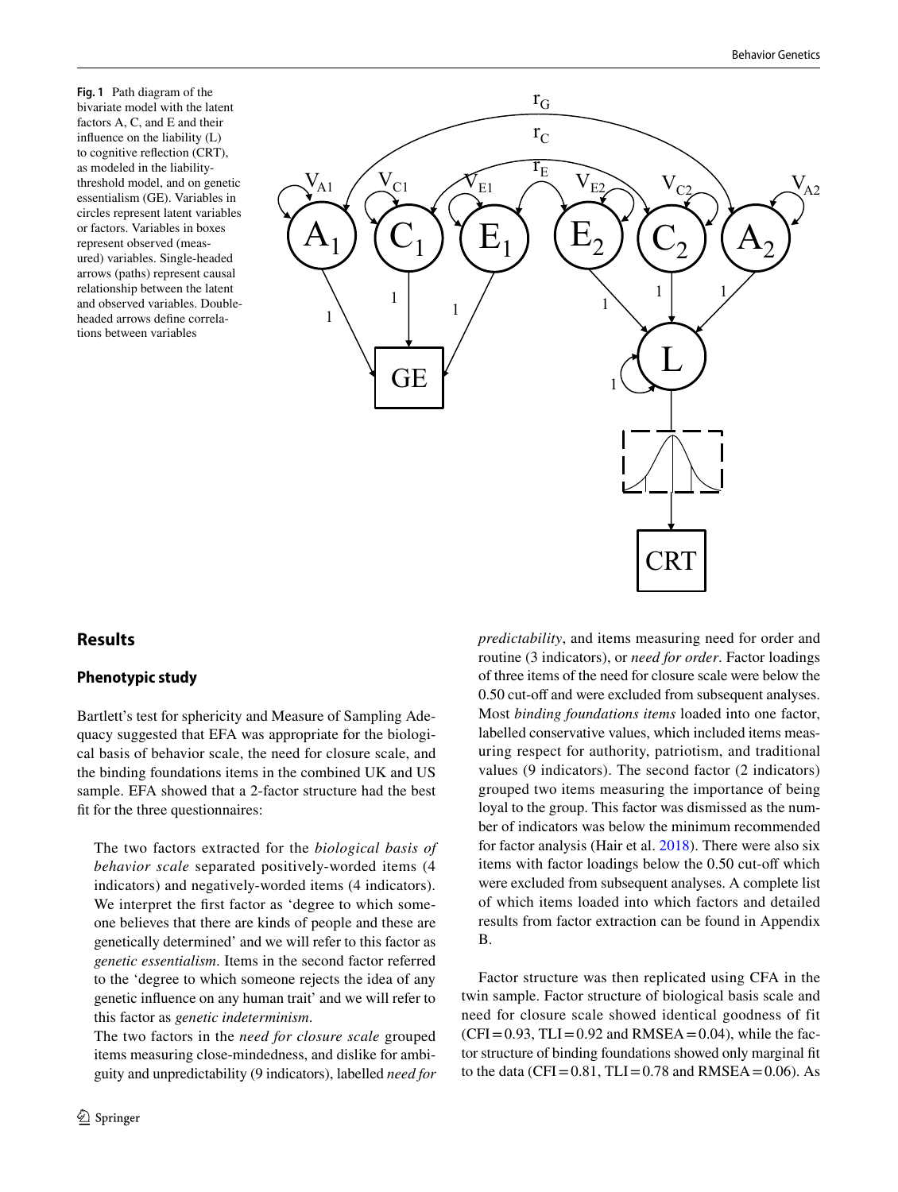**Fig. 1** Path diagram of the bivariate model with the latent factors A, C, and E and their influence on the liability (L) to cognitive reflection (CRT), as modeled in the liability-threshold model, and on genetic essentialism (GE). Variables in circles represent latent variables or factors. Variables in boxes represent observed (measured) variables. Single-headed arrows (paths) represent causal relationship between the latent and observed variables. Double-headed arrows define correlations between variables

## Results

### Phenotypic study

Bartlett's test for sphericity and Measure of Sampling Adequacy suggested that EFA was appropriate for the biological basis of behavior scale, the need for closure scale, and the binding foundations items in the combined UK and US sample. EFA showed that a 2-factor structure had the best fit for the three questionnaires:

> The two factors extracted for the *biological basis of behavior scale* separated positively-worded items (4 indicators) and negatively-worded items (4 indicators). We interpret the first factor as 'degree to which someone believes that there are kinds of people and these are genetically determined' and we will refer to this factor as *genetic essentialism*. Items in the second factor referred to the 'degree to which someone rejects the idea of any genetic influence on any human trait' and we will refer to this factor as *genetic indeterminism*.
>
> The two factors in the *need for closure scale* grouped items measuring close-mindedness, and dislike for ambiguity and unpredictability (9 indicators), labelled *need for predictability*, and items measuring need for order and routine (3 indicators), or *need for order*. Factor loadings of three items of the need for closure scale were below the 0.50 cut-off and were excluded from subsequent analyses. Most *binding foundations items* loaded into one factor, labelled conservative values, which included items measuring respect for authority, patriotism, and traditional values (9 indicators). The second factor (2 indicators) grouped two items measuring the importance of being loyal to the group. This factor was dismissed as the number of indicators was below the minimum recommended for factor analysis (Hair et al. 2018). There were also six items with factor loadings below the 0.50 cut-off which were excluded from subsequent analyses. A complete list of which items loaded into which factors and detailed results from factor extraction can be found in Appendix B.

Factor structure was then replicated using CFA in the twin sample. Factor structure of biological basis scale and need for closure scale showed identical goodness of fit (CFI = 0.93, TLI = 0.92 and RMSEA = 0.04), while the factor structure of binding foundations showed only marginal fit to the data (CFI = 0.81, TLI = 0.78 and RMSEA = 0.06). As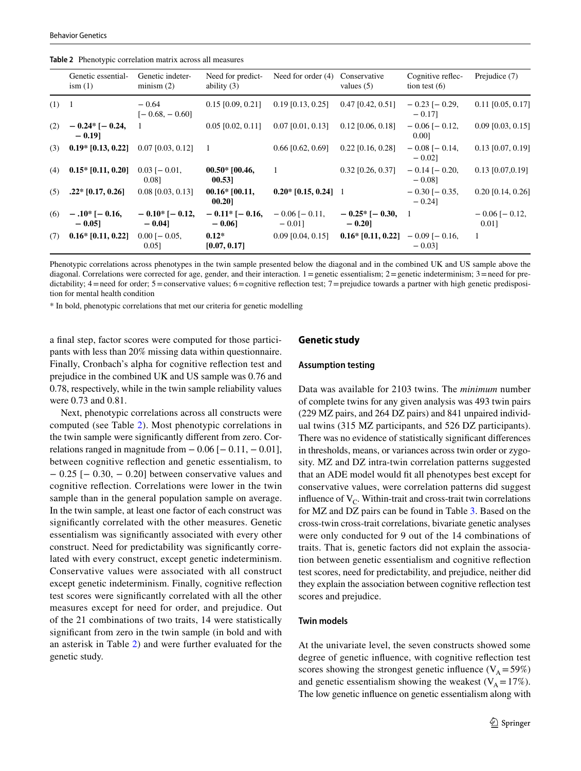**Table 2** Phenotypic correlation matrix across all measures

| | Genetic essentialism (1) | Genetic indeterminism (2) | Need for predictability (3) | Need for order (4) | Conservative values (5) | Cognitive reflection test (6) | Prejudice (7) |
|---|---|---|---|---|---|---|---|
| (1) | 1 | − 0.64 [− 0.68, − 0.60] | 0.15 [0.09, 0.21] | 0.19 [0.13, 0.25] | 0.47 [0.42, 0.51] | − 0.23 [− 0.29, − 0.17] | 0.11 [0.05, 0.17] |
| (2) | **− 0.24* [− 0.24, − 0.19]** | 1 | 0.05 [0.02, 0.11] | 0.07 [0.01, 0.13] | 0.12 [0.06, 0.18] | − 0.06 [− 0.12, 0.00] | 0.09 [0.03, 0.15] |
| (3) | **0.19* [0.13, 0.22]** | 0.07 [0.03, 0.12] | 1 | 0.66 [0.62, 0.69] | 0.22 [0.16, 0.28] | − 0.08 [− 0.14, − 0.02] | 0.13 [0.07, 0.19] |
| (4) | **0.15* [0.11, 0.20]** | 0.03 [− 0.01, 0.08] | **00.50* [00.46, 00.53]** | 1 | 0.32 [0.26, 0.37] | − 0.14 [− 0.20, − 0.08] | 0.13 [0.07,0.19] |
| (5) | **.22* [0.17, 0.26]** | 0.08 [0.03, 0.13] | **00.16* [00.11, 00.20]** | **0.20* [0.15, 0.24]** | 1 | − 0.30 [− 0.35, − 0.24] | 0.20 [0.14, 0.26] |
| (6) | **− .10* [− 0.16, − 0.05]** | **− 0.10* [− 0.12, − 0.04]** | **− 0.11* [− 0.16, − 0.06]** | − 0.06 [− 0.11, − 0.01] | **− 0.25* [− 0.30, − 0.20]** | 1 | − 0.06 [− 0.12, 0.01] |
| (7) | **0.16* [0.11, 0.22]** | 0.00 [− 0.05, 0.05] | **0.12* [0.07, 0.17]** | 0.09 [0.04, 0.15] | **0.16* [0.11, 0.22]** | − 0.09 [− 0.16, − 0.03] | 1 |

Phenotypic correlations across phenotypes in the twin sample presented below the diagonal and in the combined UK and US sample above the diagonal. Correlations were corrected for age, gender, and their interaction. 1 = genetic essentialism; 2 = genetic indeterminism; 3 = need for predictability; 4 = need for order; 5 = conservative values; 6 = cognitive reflection test; 7 = prejudice towards a partner with high genetic predisposition for mental health condition

* In bold, phenotypic correlations that met our criteria for genetic modelling

a final step, factor scores were computed for those participants with less than 20% missing data within questionnaire. Finally, Cronbach's alpha for cognitive reflection test and prejudice in the combined UK and US sample was 0.76 and 0.78, respectively, while in the twin sample reliability values were 0.73 and 0.81.

Next, phenotypic correlations across all constructs were computed (see Table 2). Most phenotypic correlations in the twin sample were significantly different from zero. Correlations ranged in magnitude from − 0.06 [− 0.11, − 0.01], between cognitive reflection and genetic essentialism, to − 0.25 [− 0.30, − 0.20] between conservative values and cognitive reflection. Correlations were lower in the twin sample than in the general population sample on average. In the twin sample, at least one factor of each construct was significantly correlated with the other measures. Genetic essentialism was significantly associated with every other construct. Need for predictability was significantly correlated with every construct, except genetic indeterminism. Conservative values were associated with all construct except genetic indeterminism. Finally, cognitive reflection test scores were significantly correlated with all the other measures except for need for order, and prejudice. Out of the 21 combinations of two traits, 14 were statistically significant from zero in the twin sample (in bold and with an asterisk in Table 2) and were further evaluated for the genetic study.

## Genetic study

### Assumption testing

Data was available for 2103 twins. The *minimum* number of complete twins for any given analysis was 493 twin pairs (229 MZ pairs, and 264 DZ pairs) and 841 unpaired individual twins (315 MZ participants, and 526 DZ participants). There was no evidence of statistically significant differences in thresholds, means, or variances across twin order or zygosity. MZ and DZ intra-twin correlation patterns suggested that an ADE model would fit all phenotypes best except for conservative values, were correlation patterns did suggest influence of $V_C$. Within-trait and cross-trait twin correlations for MZ and DZ pairs can be found in Table 3. Based on the cross-twin cross-trait correlations, bivariate genetic analyses were only conducted for 9 out of the 14 combinations of traits. That is, genetic factors did not explain the association between genetic essentialism and cognitive reflection test scores, need for predictability, and prejudice, neither did they explain the association between cognitive reflection test scores and prejudice.

### Twin models

At the univariate level, the seven constructs showed some degree of genetic influence, with cognitive reflection test scores showing the strongest genetic influence ($V_A = 59\%$) and genetic essentialism showing the weakest ($V_A = 17\%$). The low genetic influence on genetic essentialism along with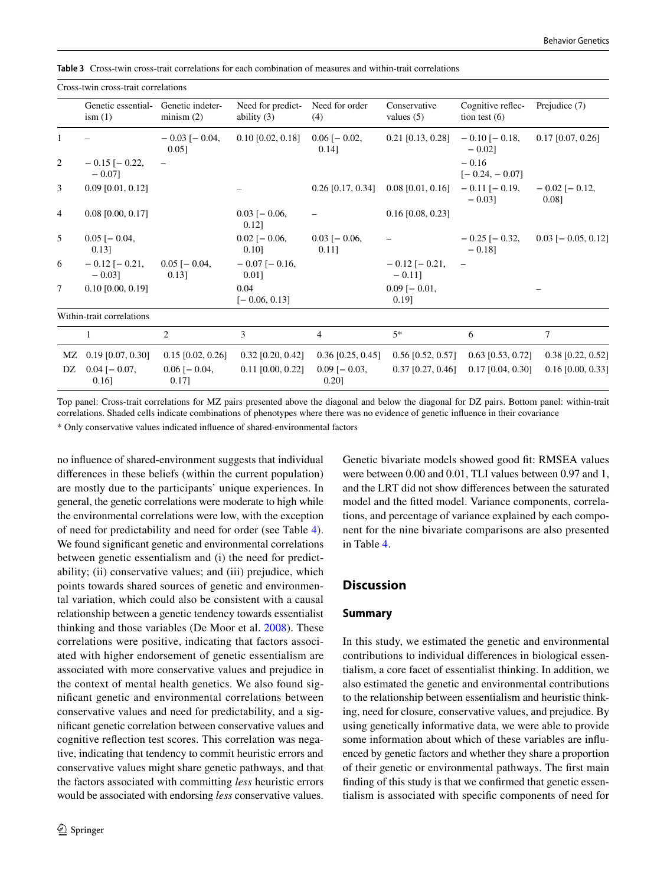**Table 3** Cross-twin cross-trait correlations for each combination of measures and within-trait correlations

| Cross-twin cross-trait correlations | | | | | | | |
|---|---|---|---|---|---|---|---|
| | Genetic essentialism (1) | Genetic indeterminism (2) | Need for predictability (3) | Need for order (4) | Conservative values (5) | Cognitive reflection test (6) | Prejudice (7) |
| 1 | – | − 0.03 [− 0.04, 0.05] | 0.10 [0.02, 0.18] | 0.06 [− 0.02, 0.14] | 0.21 [0.13, 0.28] | − 0.10 [− 0.18, − 0.02] | 0.17 [0.07, 0.26] |
| 2 | − 0.15 [− 0.22, − 0.07] | – | | | | − 0.16 [− 0.24, − 0.07] | |
| 3 | 0.09 [0.01, 0.12] | | – | 0.26 [0.17, 0.34] | 0.08 [0.01, 0.16] | − 0.11 [− 0.19, − 0.03] | − 0.02 [− 0.12, 0.08] |
| 4 | 0.08 [0.00, 0.17] | | 0.03 [− 0.06, 0.12] | – | 0.16 [0.08, 0.23] | | |
| 5 | 0.05 [− 0.04, 0.13] | | 0.02 [− 0.06, 0.10] | 0.03 [− 0.06, 0.11] | – | − 0.25 [− 0.32, − 0.18] | 0.03 [− 0.05, 0.12] |
| 6 | − 0.12 [− 0.21, − 0.03] | 0.05 [− 0.04, 0.13] | − 0.07 [− 0.16, 0.01] | | − 0.12 [− 0.21, − 0.11] | – | |
| 7 | 0.10 [0.00, 0.19] | | 0.04 [− 0.06, 0.13] | | 0.09 [− 0.01, 0.19] | | – |
| **Within-trait correlations** | | | | | | | |
| | 1 | 2 | 3 | 4 | 5* | 6 | 7 |
| MZ | 0.19 [0.07, 0.30] | 0.15 [0.02, 0.26] | 0.32 [0.20, 0.42] | 0.36 [0.25, 0.45] | 0.56 [0.52, 0.57] | 0.63 [0.53, 0.72] | 0.38 [0.22, 0.52] |
| DZ | 0.04 [− 0.07, 0.16] | 0.06 [− 0.04, 0.17] | 0.11 [0.00, 0.22] | 0.09 [− 0.03, 0.20] | 0.37 [0.27, 0.46] | 0.17 [0.04, 0.30] | 0.16 [0.00, 0.33] |

Top panel: Cross-trait correlations for MZ pairs presented above the diagonal and below the diagonal for DZ pairs. Bottom panel: within-trait correlations. Shaded cells indicate combinations of phenotypes where there was no evidence of genetic influence in their covariance

\* Only conservative values indicated influence of shared-environmental factors

no influence of shared-environment suggests that individual differences in these beliefs (within the current population) are mostly due to the participants' unique experiences. In general, the genetic correlations were moderate to high while the environmental correlations were low, with the exception of need for predictability and need for order (see Table 4). We found significant genetic and environmental correlations between genetic essentialism and (i) the need for predictability; (ii) conservative values; and (iii) prejudice, which points towards shared sources of genetic and environmental variation, which could also be consistent with a causal relationship between a genetic tendency towards essentialist thinking and those variables (De Moor et al. 2008). These correlations were positive, indicating that factors associated with higher endorsement of genetic essentialism are associated with more conservative values and prejudice in the context of mental health genetics. We also found significant genetic and environmental correlations between conservative values and need for predictability, and a significant genetic correlation between conservative values and cognitive reflection test scores. This correlation was negative, indicating that tendency to commit heuristic errors and conservative values might share genetic pathways, and that the factors associated with committing *less* heuristic errors would be associated with endorsing *less* conservative values.

Genetic bivariate models showed good fit: RMSEA values were between 0.00 and 0.01, TLI values between 0.97 and 1, and the LRT did not show differences between the saturated model and the fitted model. Variance components, correlations, and percentage of variance explained by each component for the nine bivariate comparisons are also presented in Table 4.

## Discussion

### Summary

In this study, we estimated the genetic and environmental contributions to individual differences in biological essentialism, a core facet of essentialist thinking. In addition, we also estimated the genetic and environmental contributions to the relationship between essentialism and heuristic thinking, need for closure, conservative values, and prejudice. By using genetically informative data, we were able to provide some information about which of these variables are influenced by genetic factors and whether they share a proportion of their genetic or environmental pathways. The first main finding of this study is that we confirmed that genetic essentialism is associated with specific components of need for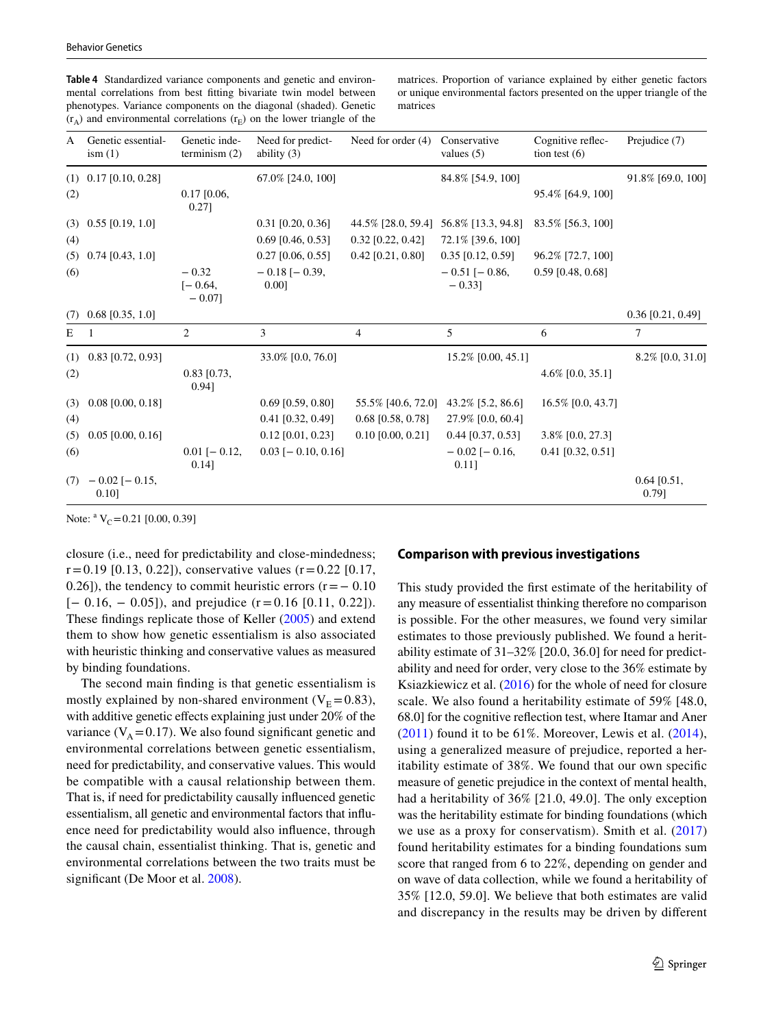**Table 4** Standardized variance components and genetic and environmental correlations from best fitting bivariate twin model between phenotypes. Variance components on the diagonal (shaded). Genetic ($r_A$) and environmental correlations ($r_E$) on the lower triangle of the matrices. Proportion of variance explained by either genetic factors or unique environmental factors presented on the upper triangle of the matrices

| A | Genetic essentialism (1) | Genetic indeterminism (2) | Need for predictability (3) | Need for order (4) | Conservative values (5) | Cognitive reflection test (6) | Prejudice (7) |
|---|---|---|---|---|---|---|---|
| (1) | 0.17 [0.10, 0.28] | | 67.0% [24.0, 100] | | 84.8% [54.9, 100] | | 91.8% [69.0, 100] |
| (2) | | 0.17 [0.06, 0.27] | | | | 95.4% [64.9, 100] | |
| (3) | 0.55 [0.19, 1.0] | | 0.31 [0.20, 0.36] | 44.5% [28.0, 59.4] | 56.8% [13.3, 94.8] | 83.5% [56.3, 100] | |
| (4) | | | 0.69 [0.46, 0.53] | 0.32 [0.22, 0.42] | 72.1% [39.6, 100] | | |
| (5) | 0.74 [0.43, 1.0] | | 0.27 [0.06, 0.55] | 0.42 [0.21, 0.80] | 0.35 [0.12, 0.59] | 96.2% [72.7, 100] | |
| (6) | | − 0.32 [− 0.64, − 0.07] | − 0.18 [− 0.39, 0.00] | | − 0.51 [− 0.86, − 0.33] | 0.59 [0.48, 0.68] | |
| (7) | 0.68 [0.35, 1.0] | | | | | | 0.36 [0.21, 0.49] |
| **E** | **1** | **2** | **3** | **4** | **5** | **6** | **7** |
| (1) | 0.83 [0.72, 0.93] | | 33.0% [0.0, 76.0] | | 15.2% [0.00, 45.1] | | 8.2% [0.0, 31.0] |
| (2) | | 0.83 [0.73, 0.94] | | | | 4.6% [0.0, 35.1] | |
| (3) | 0.08 [0.00, 0.18] | | 0.69 [0.59, 0.80] | 55.5% [40.6, 72.0] | 43.2% [5.2, 86.6] | 16.5% [0.0, 43.7] | |
| (4) | | | 0.41 [0.32, 0.49] | 0.68 [0.58, 0.78] | 27.9% [0.0, 60.4] | | |
| (5) | 0.05 [0.00, 0.16] | | 0.12 [0.01, 0.23] | 0.10 [0.00, 0.21] | 0.44 [0.37, 0.53] | 3.8% [0.0, 27.3] | |
| (6) | | 0.01 [− 0.12, 0.14] | 0.03 [− 0.10, 0.16] | | − 0.02 [− 0.16, 0.11] | 0.41 [0.32, 0.51] | |
| (7) | − 0.02 [− 0.15, 0.10] | | | | | | 0.64 [0.51, 0.79] |

Note: [a] $V_C = 0.21$ [0.00, 0.39]

closure (i.e., need for predictability and close-mindedness; r = 0.19 [0.13, 0.22]), conservative values (r = 0.22 [0.17, 0.26]), the tendency to commit heuristic errors (r = − 0.10 [− 0.16, − 0.05]), and prejudice (r = 0.16 [0.11, 0.22]). These findings replicate those of Keller (2005) and extend them to show how genetic essentialism is also associated with heuristic thinking and conservative values as measured by binding foundations.

The second main finding is that genetic essentialism is mostly explained by non-shared environment ($V_E = 0.83$), with additive genetic effects explaining just under 20% of the variance ($V_A = 0.17$). We also found significant genetic and environmental correlations between genetic essentialism, need for predictability, and conservative values. This would be compatible with a causal relationship between them. That is, if need for predictability causally influenced genetic essentialism, all genetic and environmental factors that influence need for predictability would also influence, through the causal chain, essentialist thinking. That is, genetic and environmental correlations between the two traits must be significant (De Moor et al. 2008).

## Comparison with previous investigations

This study provided the first estimate of the heritability of any measure of essentialist thinking therefore no comparison is possible. For the other measures, we found very similar estimates to those previously published. We found a heritability estimate of 31–32% [20.0, 36.0] for need for predictability and need for order, very close to the 36% estimate by Ksiazkiewicz et al. (2016) for the whole of need for closure scale. We also found a heritability estimate of 59% [48.0, 68.0] for the cognitive reflection test, where Itamar and Aner (2011) found it to be 61%. Moreover, Lewis et al. (2014), using a generalized measure of prejudice, reported a heritability estimate of 38%. We found that our own specific measure of genetic prejudice in the context of mental health, had a heritability of 36% [21.0, 49.0]. The only exception was the heritability estimate for binding foundations (which we use as a proxy for conservatism). Smith et al. (2017) found heritability estimates for a binding foundations sum score that ranged from 6 to 22%, depending on gender and on wave of data collection, while we found a heritability of 35% [12.0, 59.0]. We believe that both estimates are valid and discrepancy in the results may be driven by different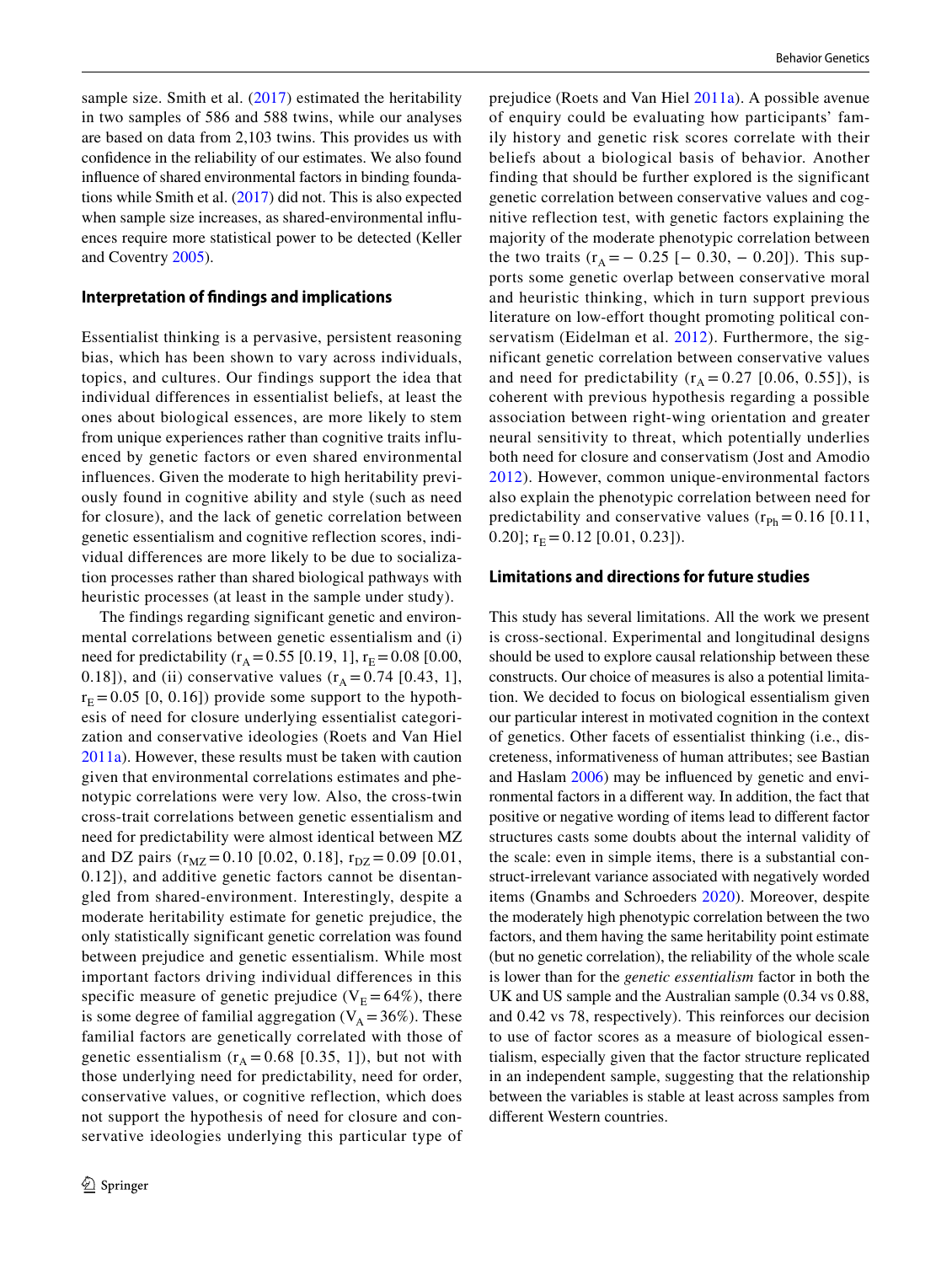sample size. Smith et al. (2017) estimated the heritability in two samples of 586 and 588 twins, while our analyses are based on data from 2,103 twins. This provides us with confidence in the reliability of our estimates. We also found influence of shared environmental factors in binding foundations while Smith et al. (2017) did not. This is also expected when sample size increases, as shared-environmental influences require more statistical power to be detected (Keller and Coventry 2005).

### Interpretation of findings and implications

Essentialist thinking is a pervasive, persistent reasoning bias, which has been shown to vary across individuals, topics, and cultures. Our findings support the idea that individual differences in essentialist beliefs, at least the ones about biological essences, are more likely to stem from unique experiences rather than cognitive traits influenced by genetic factors or even shared environmental influences. Given the moderate to high heritability previously found in cognitive ability and style (such as need for closure), and the lack of genetic correlation between genetic essentialism and cognitive reflection scores, individual differences are more likely to be due to socialization processes rather than shared biological pathways with heuristic processes (at least in the sample under study).

The findings regarding significant genetic and environmental correlations between genetic essentialism and (i) need for predictability ($r_A = 0.55$ [0.19, 1], $r_E = 0.08$ [0.00, 0.18]), and (ii) conservative values ($r_A = 0.74$ [0.43, 1], $r_E = 0.05$ [0, 0.16]) provide some support to the hypothesis of need for closure underlying essentialist categorization and conservative ideologies (Roets and Van Hiel 2011a). However, these results must be taken with caution given that environmental correlations estimates and phenotypic correlations were very low. Also, the cross-twin cross-trait correlations between genetic essentialism and need for predictability were almost identical between MZ and DZ pairs ($r_{MZ} = 0.10$ [0.02, 0.18], $r_{DZ} = 0.09$ [0.01, 0.12]), and additive genetic factors cannot be disentangled from shared-environment. Interestingly, despite a moderate heritability estimate for genetic prejudice, the only statistically significant genetic correlation was found between prejudice and genetic essentialism. While most important factors driving individual differences in this specific measure of genetic prejudice ($V_E = 64\%$), there is some degree of familial aggregation ($V_A = 36\%$). These familial factors are genetically correlated with those of genetic essentialism ($r_A = 0.68$ [0.35, 1]), but not with those underlying need for predictability, need for order, conservative values, or cognitive reflection, which does not support the hypothesis of need for closure and conservative ideologies underlying this particular type of prejudice (Roets and Van Hiel 2011a). A possible avenue of enquiry could be evaluating how participants' family history and genetic risk scores correlate with their beliefs about a biological basis of behavior. Another finding that should be further explored is the significant genetic correlation between conservative values and cognitive reflection test, with genetic factors explaining the majority of the moderate phenotypic correlation between the two traits ($r_A = -0.25$ [−0.30, −0.20]). This supports some genetic overlap between conservative moral and heuristic thinking, which in turn support previous literature on low-effort thought promoting political conservatism (Eidelman et al. 2012). Furthermore, the significant genetic correlation between conservative values and need for predictability ($r_A = 0.27$ [0.06, 0.55]), is coherent with previous hypothesis regarding a possible association between right-wing orientation and greater neural sensitivity to threat, which potentially underlies both need for closure and conservatism (Jost and Amodio 2012). However, common unique-environmental factors also explain the phenotypic correlation between need for predictability and conservative values ($r_{Ph} = 0.16$ [0.11, 0.20]; $r_E = 0.12$ [0.01, 0.23]).

### Limitations and directions for future studies

This study has several limitations. All the work we present is cross-sectional. Experimental and longitudinal designs should be used to explore causal relationship between these constructs. Our choice of measures is also a potential limitation. We decided to focus on biological essentialism given our particular interest in motivated cognition in the context of genetics. Other facets of essentialist thinking (i.e., discreteness, informativeness of human attributes; see Bastian and Haslam 2006) may be influenced by genetic and environmental factors in a different way. In addition, the fact that positive or negative wording of items lead to different factor structures casts some doubts about the internal validity of the scale: even in simple items, there is a substantial construct-irrelevant variance associated with negatively worded items (Gnambs and Schroeders 2020). Moreover, despite the moderately high phenotypic correlation between the two factors, and them having the same heritability point estimate (but no genetic correlation), the reliability of the whole scale is lower than for the *genetic essentialism* factor in both the UK and US sample and the Australian sample (0.34 vs 0.88, and 0.42 vs 78, respectively). This reinforces our decision to use of factor scores as a measure of biological essentialism, especially given that the factor structure replicated in an independent sample, suggesting that the relationship between the variables is stable at least across samples from different Western countries.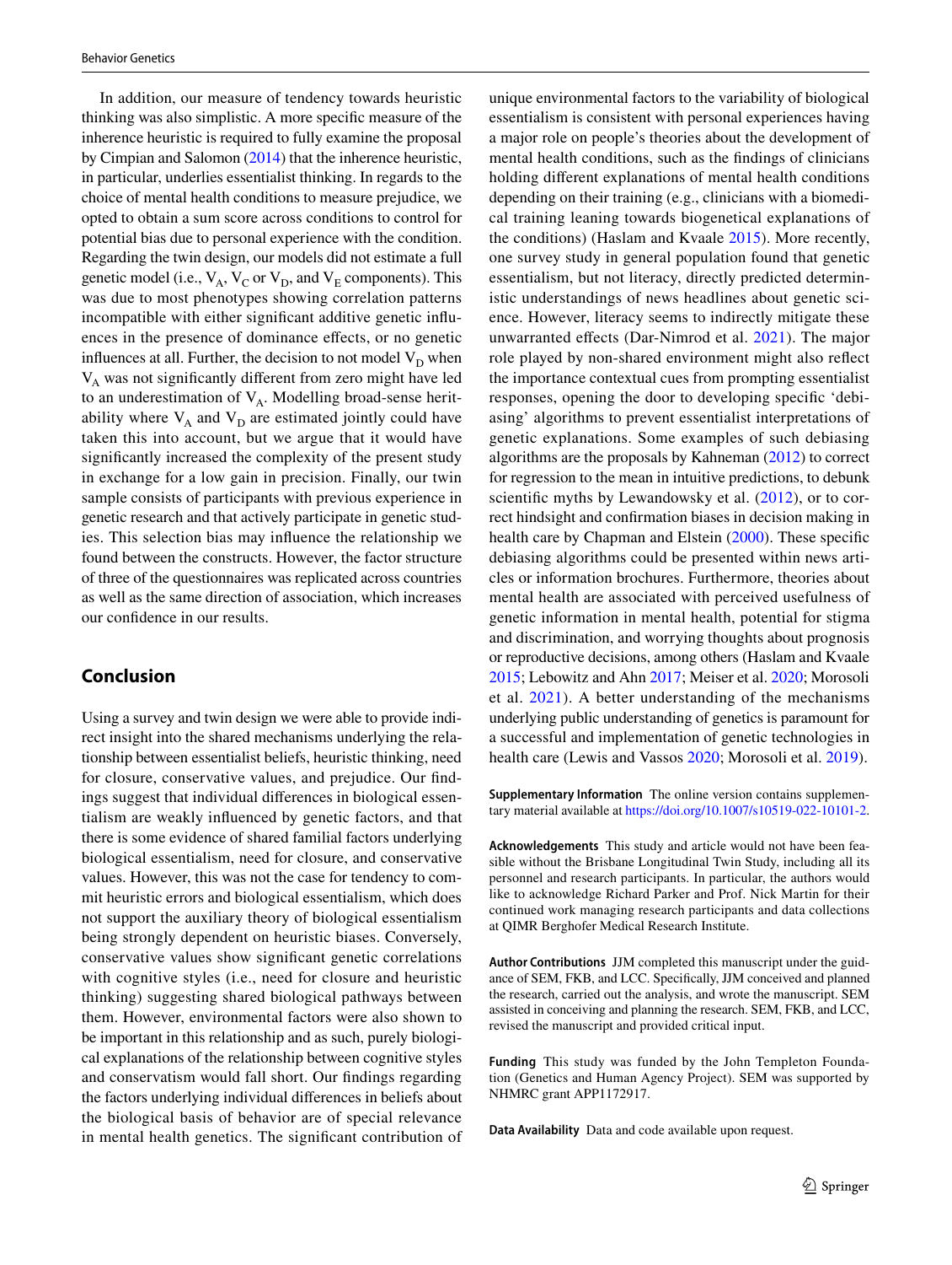In addition, our measure of tendency towards heuristic thinking was also simplistic. A more specific measure of the inherence heuristic is required to fully examine the proposal by Cimpian and Salomon (2014) that the inherence heuristic, in particular, underlies essentialist thinking. In regards to the choice of mental health conditions to measure prejudice, we opted to obtain a sum score across conditions to control for potential bias due to personal experience with the condition. Regarding the twin design, our models did not estimate a full genetic model (i.e., $V_A$, $V_C$ or $V_D$, and $V_E$ components). This was due to most phenotypes showing correlation patterns incompatible with either significant additive genetic influences in the presence of dominance effects, or no genetic influences at all. Further, the decision to not model $V_D$ when $V_A$ was not significantly different from zero might have led to an underestimation of $V_A$. Modelling broad-sense heritability where $V_A$ and $V_D$ are estimated jointly could have taken this into account, but we argue that it would have significantly increased the complexity of the present study in exchange for a low gain in precision. Finally, our twin sample consists of participants with previous experience in genetic research and that actively participate in genetic studies. This selection bias may influence the relationship we found between the constructs. However, the factor structure of three of the questionnaires was replicated across countries as well as the same direction of association, which increases our confidence in our results.

## Conclusion

Using a survey and twin design we were able to provide indirect insight into the shared mechanisms underlying the relationship between essentialist beliefs, heuristic thinking, need for closure, conservative values, and prejudice. Our findings suggest that individual differences in biological essentialism are weakly influenced by genetic factors, and that there is some evidence of shared familial factors underlying biological essentialism, need for closure, and conservative values. However, this was not the case for tendency to commit heuristic errors and biological essentialism, which does not support the auxiliary theory of biological essentialism being strongly dependent on heuristic biases. Conversely, conservative values show significant genetic correlations with cognitive styles (i.e., need for closure and heuristic thinking) suggesting shared biological pathways between them. However, environmental factors were also shown to be important in this relationship and as such, purely biological explanations of the relationship between cognitive styles and conservatism would fall short. Our findings regarding the factors underlying individual differences in beliefs about the biological basis of behavior are of special relevance in mental health genetics. The significant contribution of unique environmental factors to the variability of biological essentialism is consistent with personal experiences having a major role on people's theories about the development of mental health conditions, such as the findings of clinicians holding different explanations of mental health conditions depending on their training (e.g., clinicians with a biomedical training leaning towards biogenetical explanations of the conditions) (Haslam and Kvaale 2015). More recently, one survey study in general population found that genetic essentialism, but not literacy, directly predicted deterministic understandings of news headlines about genetic science. However, literacy seems to indirectly mitigate these unwarranted effects (Dar-Nimrod et al. 2021). The major role played by non-shared environment might also reflect the importance contextual cues from prompting essentialist responses, opening the door to developing specific 'debiasing' algorithms to prevent essentialist interpretations of genetic explanations. Some examples of such debiasing algorithms are the proposals by Kahneman (2012) to correct for regression to the mean in intuitive predictions, to debunk scientific myths by Lewandowsky et al. (2012), or to correct hindsight and confirmation biases in decision making in health care by Chapman and Elstein (2000). These specific debiasing algorithms could be presented within news articles or information brochures. Furthermore, theories about mental health are associated with perceived usefulness of genetic information in mental health, potential for stigma and discrimination, and worrying thoughts about prognosis or reproductive decisions, among others (Haslam and Kvaale 2015; Lebowitz and Ahn 2017; Meiser et al. 2020; Morosoli et al. 2021). A better understanding of the mechanisms underlying public understanding of genetics is paramount for a successful and implementation of genetic technologies in health care (Lewis and Vassos 2020; Morosoli et al. 2019).

**Supplementary Information** The online version contains supplementary material available at https://doi.org/10.1007/s10519-022-10101-2.

**Acknowledgements** This study and article would not have been feasible without the Brisbane Longitudinal Twin Study, including all its personnel and research participants. In particular, the authors would like to acknowledge Richard Parker and Prof. Nick Martin for their continued work managing research participants and data collections at QIMR Berghofer Medical Research Institute.

**Author Contributions** JJM completed this manuscript under the guidance of SEM, FKB, and LCC. Specifically, JJM conceived and planned the research, carried out the analysis, and wrote the manuscript. SEM assisted in conceiving and planning the research. SEM, FKB, and LCC, revised the manuscript and provided critical input.

**Funding** This study was funded by the John Templeton Foundation (Genetics and Human Agency Project). SEM was supported by NHMRC grant APP1172917.

**Data Availability** Data and code available upon request.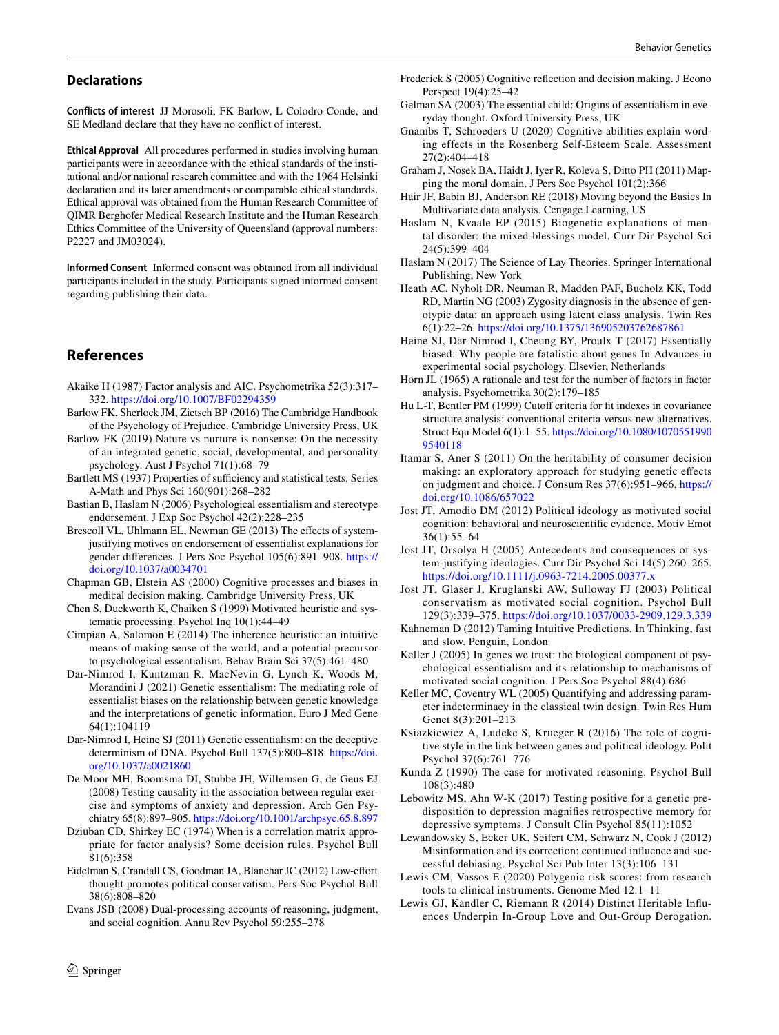## Declarations

**Conflicts of interest** JJ Morosoli, FK Barlow, L Colodro-Conde, and SE Medland declare that they have no conflict of interest.

**Ethical Approval** All procedures performed in studies involving human participants were in accordance with the ethical standards of the institutional and/or national research committee and with the 1964 Helsinki declaration and its later amendments or comparable ethical standards. Ethical approval was obtained from the Human Research Committee of QIMR Berghofer Medical Research Institute and the Human Research Ethics Committee of the University of Queensland (approval numbers: P2227 and JM03024).

**Informed Consent** Informed consent was obtained from all individual participants included in the study. Participants signed informed consent regarding publishing their data.

## References

Akaike H (1987) Factor analysis and AIC. Psychometrika 52(3):317–332. https://doi.org/10.1007/BF02294359

Barlow FK, Sherlock JM, Zietsch BP (2016) The Cambridge Handbook of the Psychology of Prejudice. Cambridge University Press, UK

Barlow FK (2019) Nature vs nurture is nonsense: On the necessity of an integrated genetic, social, developmental, and personality psychology. Aust J Psychol 71(1):68–79

Bartlett MS (1937) Properties of sufficiency and statistical tests. Series A-Math and Phys Sci 160(901):268–282

Bastian B, Haslam N (2006) Psychological essentialism and stereotype endorsement. J Exp Soc Psychol 42(2):228–235

Brescoll VL, Uhlmann EL, Newman GE (2013) The effects of system-justifying motives on endorsement of essentialist explanations for gender differences. J Pers Soc Psychol 105(6):891–908. https://doi.org/10.1037/a0034701

Chapman GB, Elstein AS (2000) Cognitive processes and biases in medical decision making. Cambridge University Press, UK

Chen S, Duckworth K, Chaiken S (1999) Motivated heuristic and systematic processing. Psychol Inq 10(1):44–49

Cimpian A, Salomon E (2014) The inherence heuristic: an intuitive means of making sense of the world, and a potential precursor to psychological essentialism. Behav Brain Sci 37(5):461–480

Dar-Nimrod I, Kuntzman R, MacNevin G, Lynch K, Woods M, Morandini J (2021) Genetic essentialism: The mediating role of essentialist biases on the relationship between genetic knowledge and the interpretations of genetic information. Euro J Med Gene 64(1):104119

Dar-Nimrod I, Heine SJ (2011) Genetic essentialism: on the deceptive determinism of DNA. Psychol Bull 137(5):800–818. https://doi.org/10.1037/a0021860

De Moor MH, Boomsma DI, Stubbe JH, Willemsen G, de Geus EJ (2008) Testing causality in the association between regular exercise and symptoms of anxiety and depression. Arch Gen Psychiatry 65(8):897–905. https://doi.org/10.1001/archpsyc.65.8.897

Dziuban CD, Shirkey EC (1974) When is a correlation matrix appropriate for factor analysis? Some decision rules. Psychol Bull 81(6):358

Eidelman S, Crandall CS, Goodman JA, Blanchar JC (2012) Low-effort thought promotes political conservatism. Pers Soc Psychol Bull 38(6):808–820

Evans JSB (2008) Dual-processing accounts of reasoning, judgment, and social cognition. Annu Rev Psychol 59:255–278

Frederick S (2005) Cognitive reflection and decision making. J Econo Perspect 19(4):25–42

Gelman SA (2003) The essential child: Origins of essentialism in everyday thought. Oxford University Press, UK

Gnambs T, Schroeders U (2020) Cognitive abilities explain wording effects in the Rosenberg Self-Esteem Scale. Assessment 27(2):404–418

Graham J, Nosek BA, Haidt J, Iyer R, Koleva S, Ditto PH (2011) Mapping the moral domain. J Pers Soc Psychol 101(2):366

Hair JF, Babin BJ, Anderson RE (2018) Moving beyond the Basics In Multivariate data analysis. Cengage Learning, US

Haslam N, Kvaale EP (2015) Biogenetic explanations of mental disorder: the mixed-blessings model. Curr Dir Psychol Sci 24(5):399–404

Haslam N (2017) The Science of Lay Theories. Springer International Publishing, New York

Heath AC, Nyholt DR, Neuman R, Madden PAF, Bucholz KK, Todd RD, Martin NG (2003) Zygosity diagnosis in the absence of genotypic data: an approach using latent class analysis. Twin Res 6(1):22–26. https://doi.org/10.1375/136905203762687861

Heine SJ, Dar-Nimrod I, Cheung BY, Proulx T (2017) Essentially biased: Why people are fatalistic about genes In Advances in experimental social psychology. Elsevier, Netherlands

Horn JL (1965) A rationale and test for the number of factors in factor analysis. Psychometrika 30(2):179–185

Hu L-T, Bentler PM (1999) Cutoff criteria for fit indexes in covariance structure analysis: conventional criteria versus new alternatives. Struct Equ Model 6(1):1–55. https://doi.org/10.1080/10705519909540118

Itamar S, Aner S (2011) On the heritability of consumer decision making: an exploratory approach for studying genetic effects on judgment and choice. J Consum Res 37(6):951–966. https://doi.org/10.1086/657022

Jost JT, Amodio DM (2012) Political ideology as motivated social cognition: behavioral and neuroscientific evidence. Motiv Emot 36(1):55–64

Jost JT, Orsolya H (2005) Antecedents and consequences of system-justifying ideologies. Curr Dir Psychol Sci 14(5):260–265. https://doi.org/10.1111/j.0963-7214.2005.00377.x

Jost JT, Glaser J, Kruglanski AW, Sulloway FJ (2003) Political conservatism as motivated social cognition. Psychol Bull 129(3):339–375. https://doi.org/10.1037/0033-2909.129.3.339

Kahneman D (2012) Taming Intuitive Predictions. In Thinking, fast and slow. Penguin, London

Keller J (2005) In genes we trust: the biological component of psychological essentialism and its relationship to mechanisms of motivated social cognition. J Pers Soc Psychol 88(4):686

Keller MC, Coventry WL (2005) Quantifying and addressing parameter indeterminacy in the classical twin design. Twin Res Hum Genet 8(3):201–213

Ksiazkiewicz A, Ludeke S, Krueger R (2016) The role of cognitive style in the link between genes and political ideology. Polit Psychol 37(6):761–776

Kunda Z (1990) The case for motivated reasoning. Psychol Bull 108(3):480

Lebowitz MS, Ahn W-K (2017) Testing positive for a genetic predisposition to depression magnifies retrospective memory for depressive symptoms. J Consult Clin Psychol 85(11):1052

Lewandowsky S, Ecker UK, Seifert CM, Schwarz N, Cook J (2012) Misinformation and its correction: continued influence and successful debiasing. Psychol Sci Pub Inter 13(3):106–131

Lewis CM, Vassos E (2020) Polygenic risk scores: from research tools to clinical instruments. Genome Med 12:1–11

Lewis GJ, Kandler C, Riemann R (2014) Distinct Heritable Influences Underpin In-Group Love and Out-Group Derogation.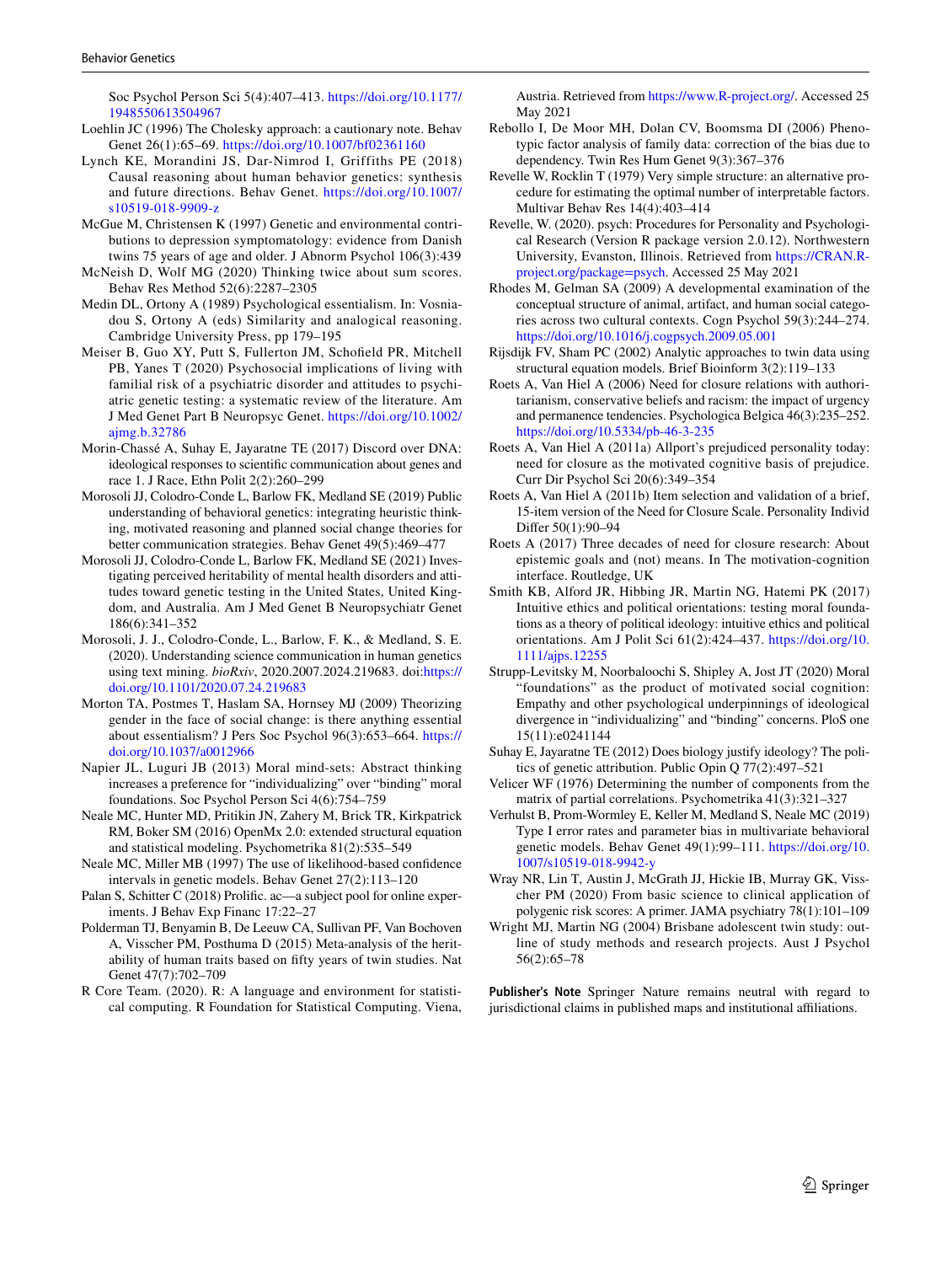Soc Psychol Person Sci 5(4):407–413. https://doi.org/10.1177/1948550613504967

Loehlin JC (1996) The Cholesky approach: a cautionary note. Behav Genet 26(1):65–69. https://doi.org/10.1007/bf02361160

Lynch KE, Morandini JS, Dar-Nimrod I, Griffiths PE (2018) Causal reasoning about human behavior genetics: synthesis and future directions. Behav Genet. https://doi.org/10.1007/s10519-018-9909-z

McGue M, Christensen K (1997) Genetic and environmental contributions to depression symptomatology: evidence from Danish twins 75 years of age and older. J Abnorm Psychol 106(3):439

McNeish D, Wolf MG (2020) Thinking twice about sum scores. Behav Res Method 52(6):2287–2305

Medin DL, Ortony A (1989) Psychological essentialism. In: Vosniadou S, Ortony A (eds) Similarity and analogical reasoning. Cambridge University Press, pp 179–195

Meiser B, Guo XY, Putt S, Fullerton JM, Schofield PR, Mitchell PB, Yanes T (2020) Psychosocial implications of living with familial risk of a psychiatric disorder and attitudes to psychiatric genetic testing: a systematic review of the literature. Am J Med Genet Part B Neuropsyc Genet. https://doi.org/10.1002/ajmg.b.32786

Morin-Chassé A, Suhay E, Jayaratne TE (2017) Discord over DNA: ideological responses to scientific communication about genes and race 1. J Race, Ethn Polit 2(2):260–299

Morosoli JJ, Colodro-Conde L, Barlow FK, Medland SE (2019) Public understanding of behavioral genetics: integrating heuristic thinking, motivated reasoning and planned social change theories for better communication strategies. Behav Genet 49(5):469–477

Morosoli JJ, Colodro-Conde L, Barlow FK, Medland SE (2021) Investigating perceived heritability of mental health disorders and attitudes toward genetic testing in the United States, United Kingdom, and Australia. Am J Med Genet B Neuropsychiatr Genet 186(6):341–352

Morosoli, J. J., Colodro-Conde, L., Barlow, F. K., & Medland, S. E. (2020). Understanding science communication in human genetics using text mining. *bioRxiv*, 2020.2007.2024.219683. doi:https://doi.org/10.1101/2020.07.24.219683

Morton TA, Postmes T, Haslam SA, Hornsey MJ (2009) Theorizing gender in the face of social change: is there anything essential about essentialism? J Pers Soc Psychol 96(3):653–664. https://doi.org/10.1037/a0012966

Napier JL, Luguri JB (2013) Moral mind-sets: Abstract thinking increases a preference for "individualizing" over "binding" moral foundations. Soc Psychol Person Sci 4(6):754–759

Neale MC, Hunter MD, Pritikin JN, Zahery M, Brick TR, Kirkpatrick RM, Boker SM (2016) OpenMx 2.0: extended structural equation and statistical modeling. Psychometrika 81(2):535–549

Neale MC, Miller MB (1997) The use of likelihood-based confidence intervals in genetic models. Behav Genet 27(2):113–120

Palan S, Schitter C (2018) Prolific. ac—a subject pool for online experiments. J Behav Exp Financ 17:22–27

Polderman TJ, Benyamin B, De Leeuw CA, Sullivan PF, Van Bochoven A, Visscher PM, Posthuma D (2015) Meta-analysis of the heritability of human traits based on fifty years of twin studies. Nat Genet 47(7):702–709

R Core Team. (2020). R: A language and environment for statistical computing. R Foundation for Statistical Computing. Viena, Austria. Retrieved from https://www.R-project.org/. Accessed 25 May 2021

Rebollo I, De Moor MH, Dolan CV, Boomsma DI (2006) Phenotypic factor analysis of family data: correction of the bias due to dependency. Twin Res Hum Genet 9(3):367–376

Revelle W, Rocklin T (1979) Very simple structure: an alternative procedure for estimating the optimal number of interpretable factors. Multivar Behav Res 14(4):403–414

Revelle, W. (2020). psych: Procedures for Personality and Psychological Research (Version R package version 2.0.12). Northwestern University, Evanston, Illinois. Retrieved from https://CRAN.R-project.org/package=psych. Accessed 25 May 2021

Rhodes M, Gelman SA (2009) A developmental examination of the conceptual structure of animal, artifact, and human social categories across two cultural contexts. Cogn Psychol 59(3):244–274. https://doi.org/10.1016/j.cogpsych.2009.05.001

Rijsdijk FV, Sham PC (2002) Analytic approaches to twin data using structural equation models. Brief Bioinform 3(2):119–133

Roets A, Van Hiel A (2006) Need for closure relations with authoritarianism, conservative beliefs and racism: the impact of urgency and permanence tendencies. Psychologica Belgica 46(3):235–252. https://doi.org/10.5334/pb-46-3-235

Roets A, Van Hiel A (2011a) Allport's prejudiced personality today: need for closure as the motivated cognitive basis of prejudice. Curr Dir Psychol Sci 20(6):349–354

Roets A, Van Hiel A (2011b) Item selection and validation of a brief, 15-item version of the Need for Closure Scale. Personality Individ Differ 50(1):90–94

Roets A (2017) Three decades of need for closure research: About epistemic goals and (not) means. In The motivation-cognition interface. Routledge, UK

Smith KB, Alford JR, Hibbing JR, Martin NG, Hatemi PK (2017) Intuitive ethics and political orientations: testing moral foundations as a theory of political ideology: intuitive ethics and political orientations. Am J Polit Sci 61(2):424–437. https://doi.org/10.1111/ajps.12255

Strupp-Levitsky M, Noorbaloochi S, Shipley A, Jost JT (2020) Moral "foundations" as the product of motivated social cognition: Empathy and other psychological underpinnings of ideological divergence in "individualizing" and "binding" concerns. PloS one 15(11):e0241144

Suhay E, Jayaratne TE (2012) Does biology justify ideology? The politics of genetic attribution. Public Opin Q 77(2):497–521

Velicer WF (1976) Determining the number of components from the matrix of partial correlations. Psychometrika 41(3):321–327

Verhulst B, Prom-Wormley E, Keller M, Medland S, Neale MC (2019) Type I error rates and parameter bias in multivariate behavioral genetic models. Behav Genet 49(1):99–111. https://doi.org/10.1007/s10519-018-9942-y

Wray NR, Lin T, Austin J, McGrath JJ, Hickie IB, Murray GK, Visscher PM (2020) From basic science to clinical application of polygenic risk scores: A primer. JAMA psychiatry 78(1):101–109

Wright MJ, Martin NG (2004) Brisbane adolescent twin study: outline of study methods and research projects. Aust J Psychol 56(2):65–78

**Publisher's Note** Springer Nature remains neutral with regard to jurisdictional claims in published maps and institutional affiliations.